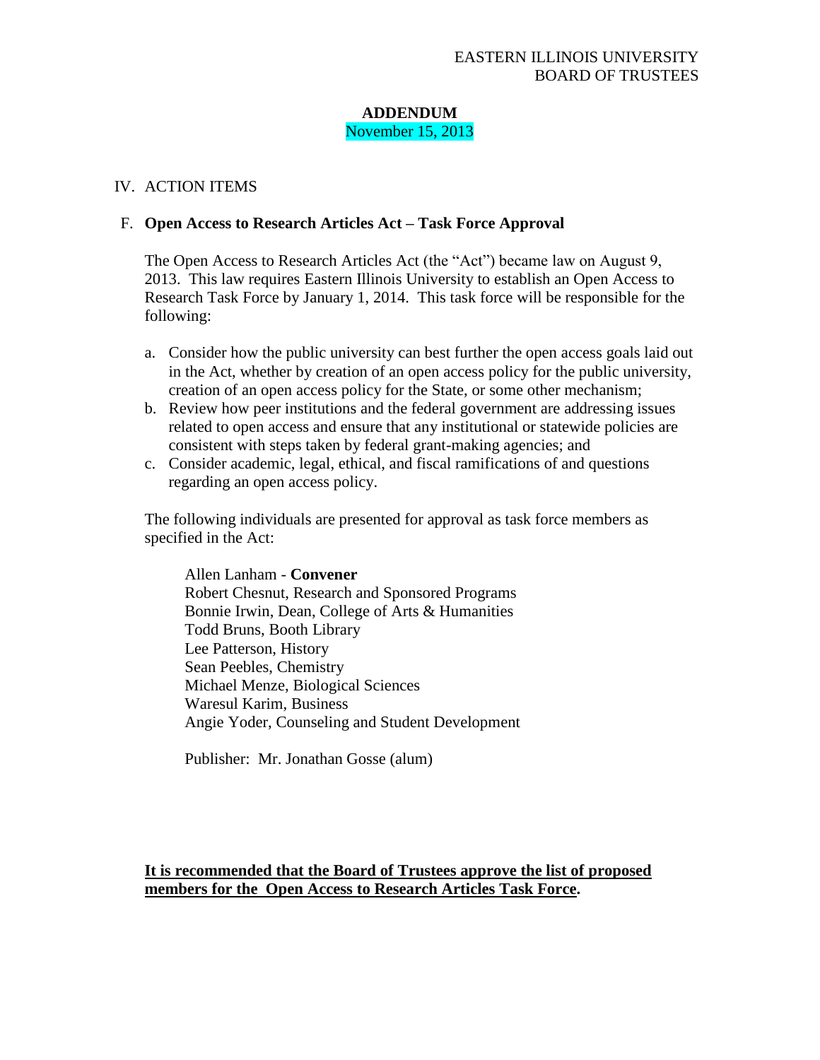EASTERN ILLINOIS UNIVERSITY
BOARD OF TRUSTEES

# ADDENDUM

November 15, 2013

## IV. ACTION ITEMS

### F. Open Access to Research Articles Act – Task Force Approval

The Open Access to Research Articles Act (the "Act") became law on August 9, 2013. This law requires Eastern Illinois University to establish an Open Access to Research Task Force by January 1, 2014. This task force will be responsible for the following:

a. Consider how the public university can best further the open access goals laid out in the Act, whether by creation of an open access policy for the public university, creation of an open access policy for the State, or some other mechanism;
b. Review how peer institutions and the federal government are addressing issues related to open access and ensure that any institutional or statewide policies are consistent with steps taken by federal grant-making agencies; and
c. Consider academic, legal, ethical, and fiscal ramifications of and questions regarding an open access policy.

The following individuals are presented for approval as task force members as specified in the Act:

Allen Lanham - **Convener**
Robert Chesnut, Research and Sponsored Programs
Bonnie Irwin, Dean, College of Arts & Humanities
Todd Bruns, Booth Library
Lee Patterson, History
Sean Peebles, Chemistry
Michael Menze, Biological Sciences
Waresul Karim, Business
Angie Yoder, Counseling and Student Development

Publisher: Mr. Jonathan Gosse (alum)

**<u>It is recommended that the Board of Trustees approve the list of proposed members for the Open Access to Research Articles Task Force</u>.**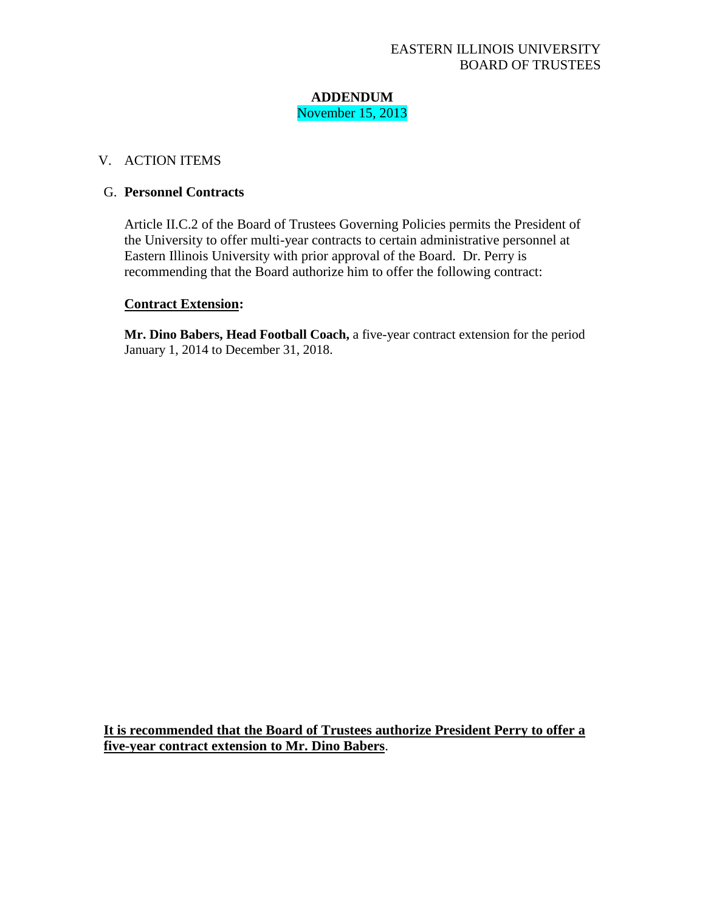EASTERN ILLINOIS UNIVERSITY
BOARD OF TRUSTEES

**ADDENDUM**
November 15, 2013

V. ACTION ITEMS

G. **Personnel Contracts**

Article II.C.2 of the Board of Trustees Governing Policies permits the President of the University to offer multi-year contracts to certain administrative personnel at Eastern Illinois University with prior approval of the Board. Dr. Perry is recommending that the Board authorize him to offer the following contract:

**Contract Extension:**

**Mr. Dino Babers, Head Football Coach,** a five-year contract extension for the period January 1, 2014 to December 31, 2018.

**It is recommended that the Board of Trustees authorize President Perry to offer a five-year contract extension to Mr. Dino Babers**.